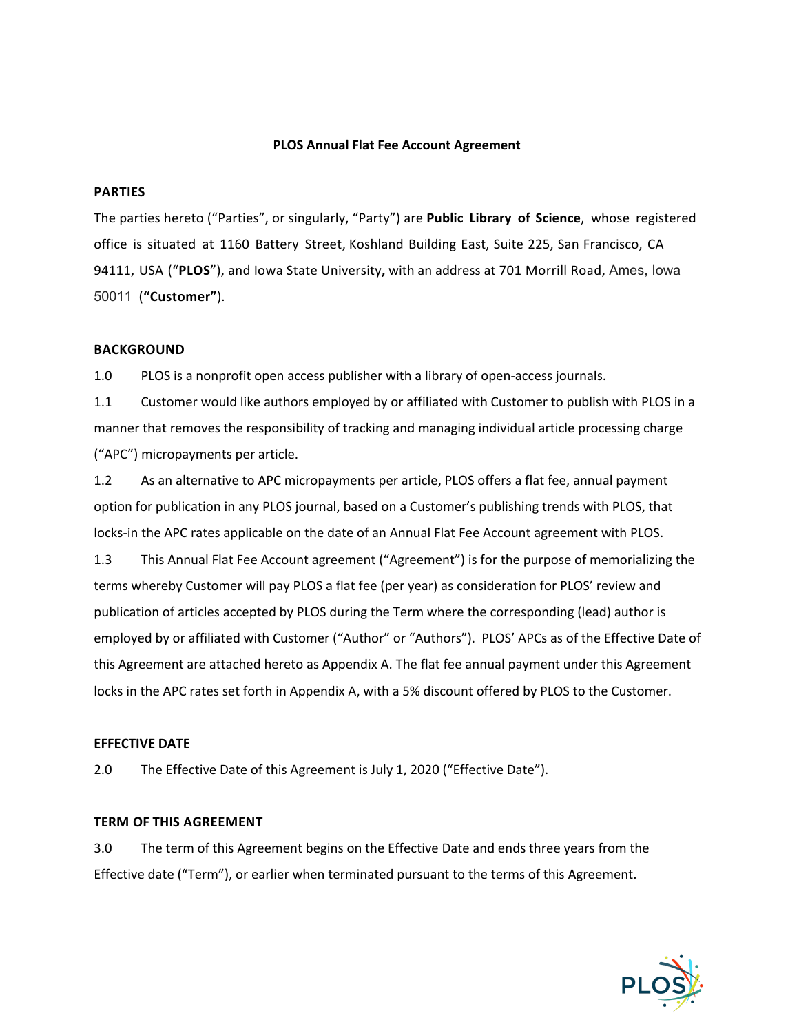**PLOS Annual Flat Fee Account Agreement**

**PARTIES**

The parties hereto ("Parties", or singularly, "Party") are **Public Library of Science**, whose registered office is situated at 1160 Battery Street, Koshland Building East, Suite 225, San Francisco, CA 94111, USA ("**PLOS**"), and Iowa State University**,** with an address at 701 Morrill Road, Ames, Iowa 50011 (**"Customer"**).

**BACKGROUND**

1.0 PLOS is a nonprofit open access publisher with a library of open-access journals.

1.1 Customer would like authors employed by or affiliated with Customer to publish with PLOS in a manner that removes the responsibility of tracking and managing individual article processing charge ("APC") micropayments per article.

1.2 As an alternative to APC micropayments per article, PLOS offers a flat fee, annual payment option for publication in any PLOS journal, based on a Customer's publishing trends with PLOS, that locks-in the APC rates applicable on the date of an Annual Flat Fee Account agreement with PLOS.

1.3 This Annual Flat Fee Account agreement ("Agreement") is for the purpose of memorializing the terms whereby Customer will pay PLOS a flat fee (per year) as consideration for PLOS' review and publication of articles accepted by PLOS during the Term where the corresponding (lead) author is employed by or affiliated with Customer ("Author" or "Authors"). PLOS' APCs as of the Effective Date of this Agreement are attached hereto as Appendix A. The flat fee annual payment under this Agreement locks in the APC rates set forth in Appendix A, with a 5% discount offered by PLOS to the Customer.

**EFFECTIVE DATE**

2.0 The Effective Date of this Agreement is July 1, 2020 ("Effective Date").

**TERM OF THIS AGREEMENT**

3.0 The term of this Agreement begins on the Effective Date and ends three years from the Effective date ("Term"), or earlier when terminated pursuant to the terms of this Agreement.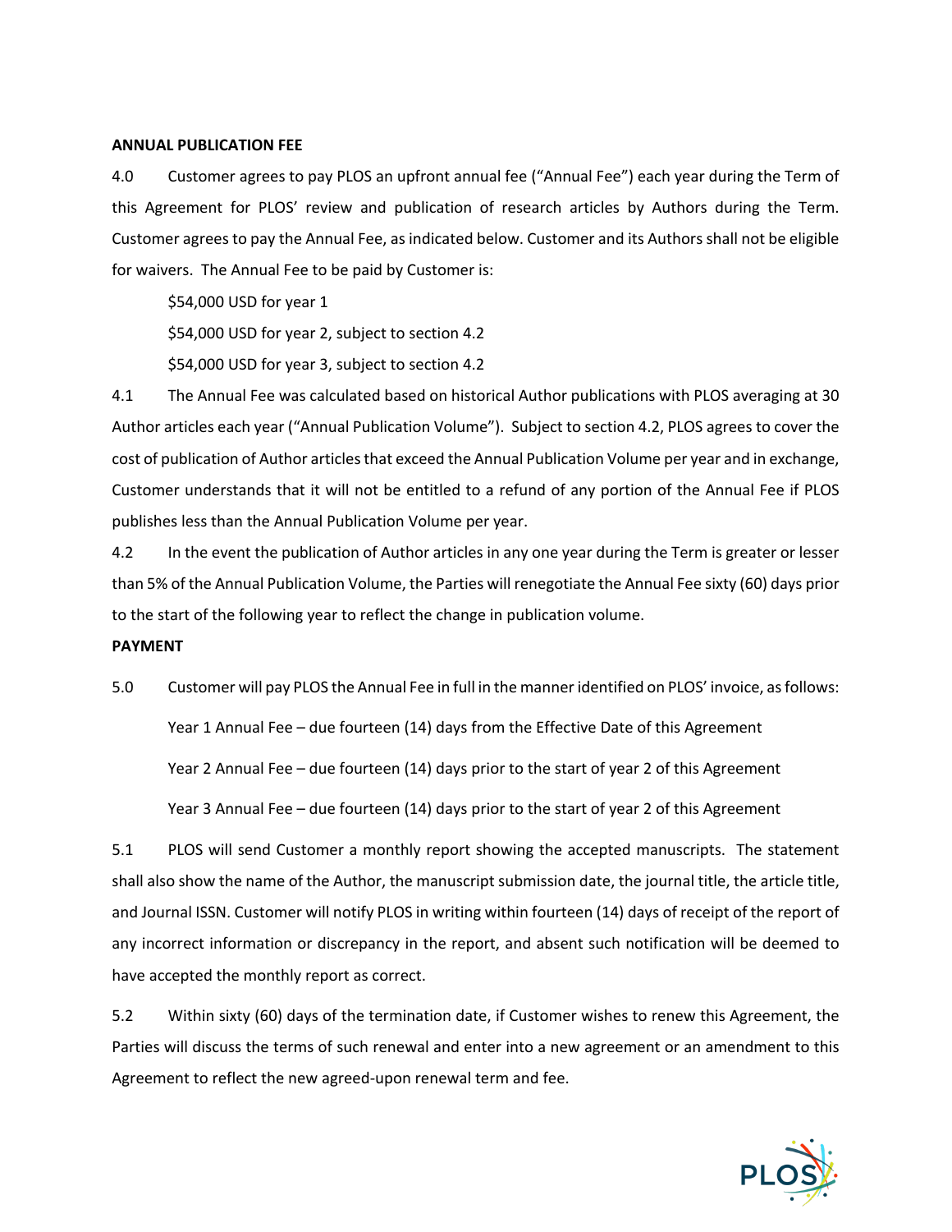**ANNUAL PUBLICATION FEE**

4.0 Customer agrees to pay PLOS an upfront annual fee ("Annual Fee") each year during the Term of this Agreement for PLOS' review and publication of research articles by Authors during the Term. Customer agrees to pay the Annual Fee, as indicated below. Customer and its Authors shall not be eligible for waivers. The Annual Fee to be paid by Customer is:

$54,000 USD for year 1

$54,000 USD for year 2, subject to section 4.2

$54,000 USD for year 3, subject to section 4.2

4.1 The Annual Fee was calculated based on historical Author publications with PLOS averaging at 30 Author articles each year ("Annual Publication Volume"). Subject to section 4.2, PLOS agrees to cover the cost of publication of Author articles that exceed the Annual Publication Volume per year and in exchange, Customer understands that it will not be entitled to a refund of any portion of the Annual Fee if PLOS publishes less than the Annual Publication Volume per year.

4.2 In the event the publication of Author articles in any one year during the Term is greater or lesser than 5% of the Annual Publication Volume, the Parties will renegotiate the Annual Fee sixty (60) days prior to the start of the following year to reflect the change in publication volume.

**PAYMENT**

5.0 Customer will pay PLOS the Annual Fee in full in the manner identified on PLOS' invoice, as follows:

Year 1 Annual Fee – due fourteen (14) days from the Effective Date of this Agreement

Year 2 Annual Fee – due fourteen (14) days prior to the start of year 2 of this Agreement

Year 3 Annual Fee – due fourteen (14) days prior to the start of year 2 of this Agreement

5.1 PLOS will send Customer a monthly report showing the accepted manuscripts. The statement shall also show the name of the Author, the manuscript submission date, the journal title, the article title, and Journal ISSN. Customer will notify PLOS in writing within fourteen (14) days of receipt of the report of any incorrect information or discrepancy in the report, and absent such notification will be deemed to have accepted the monthly report as correct.

5.2 Within sixty (60) days of the termination date, if Customer wishes to renew this Agreement, the Parties will discuss the terms of such renewal and enter into a new agreement or an amendment to this Agreement to reflect the new agreed-upon renewal term and fee.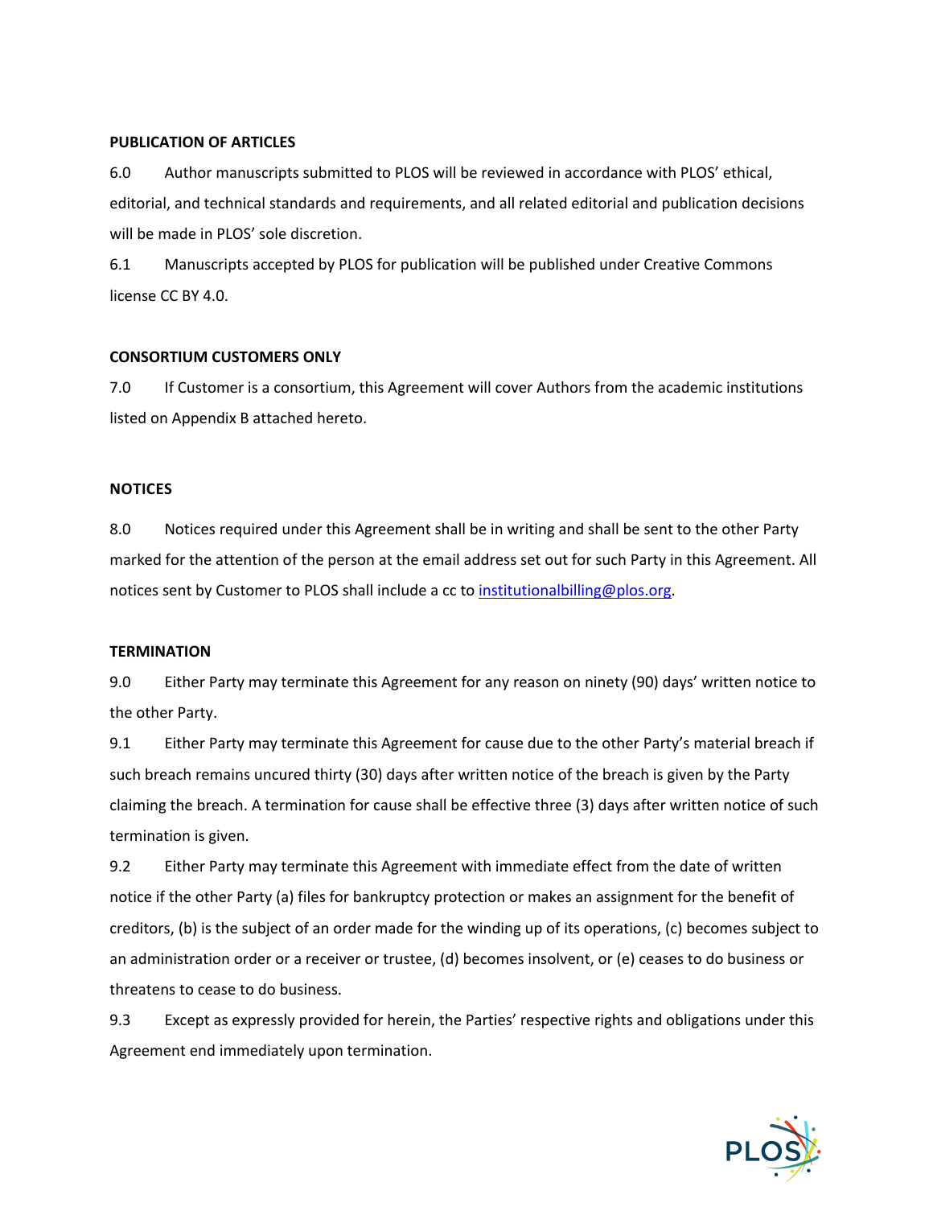**PUBLICATION OF ARTICLES**

6.0 Author manuscripts submitted to PLOS will be reviewed in accordance with PLOS' ethical, editorial, and technical standards and requirements, and all related editorial and publication decisions will be made in PLOS' sole discretion.

6.1 Manuscripts accepted by PLOS for publication will be published under Creative Commons license CC BY 4.0.

**CONSORTIUM CUSTOMERS ONLY**

7.0 If Customer is a consortium, this Agreement will cover Authors from the academic institutions listed on Appendix B attached hereto.

**NOTICES**

8.0 Notices required under this Agreement shall be in writing and shall be sent to the other Party marked for the attention of the person at the email address set out for such Party in this Agreement. All notices sent by Customer to PLOS shall include a cc to institutionalbilling@plos.org.

**TERMINATION**

9.0 Either Party may terminate this Agreement for any reason on ninety (90) days' written notice to the other Party.

9.1 Either Party may terminate this Agreement for cause due to the other Party's material breach if such breach remains uncured thirty (30) days after written notice of the breach is given by the Party claiming the breach. A termination for cause shall be effective three (3) days after written notice of such termination is given.

9.2 Either Party may terminate this Agreement with immediate effect from the date of written notice if the other Party (a) files for bankruptcy protection or makes an assignment for the benefit of creditors, (b) is the subject of an order made for the winding up of its operations, (c) becomes subject to an administration order or a receiver or trustee, (d) becomes insolvent, or (e) ceases to do business or threatens to cease to do business.

9.3 Except as expressly provided for herein, the Parties' respective rights and obligations under this Agreement end immediately upon termination.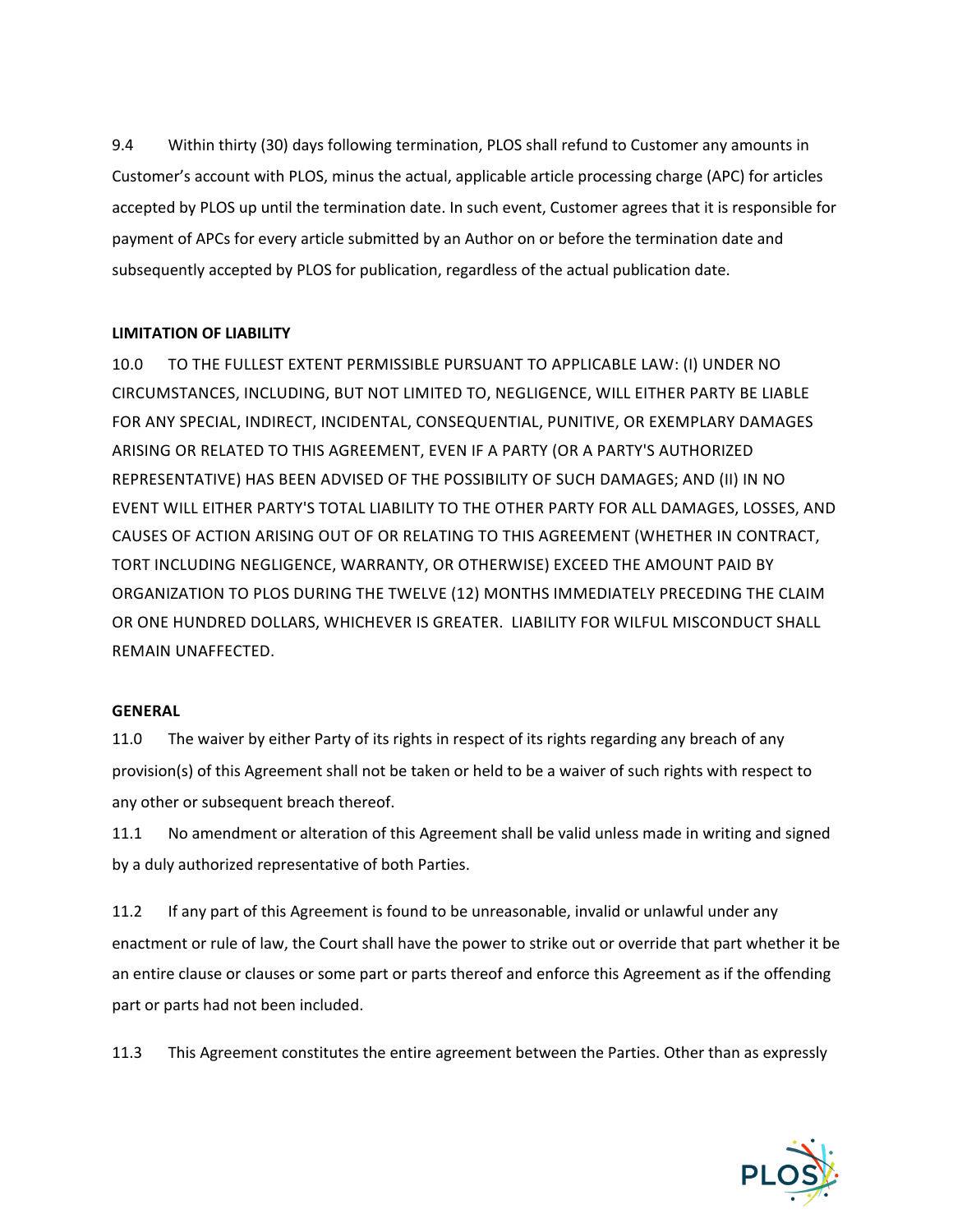9.4 Within thirty (30) days following termination, PLOS shall refund to Customer any amounts in Customer's account with PLOS, minus the actual, applicable article processing charge (APC) for articles accepted by PLOS up until the termination date. In such event, Customer agrees that it is responsible for payment of APCs for every article submitted by an Author on or before the termination date and subsequently accepted by PLOS for publication, regardless of the actual publication date.

**LIMITATION OF LIABILITY**

10.0 TO THE FULLEST EXTENT PERMISSIBLE PURSUANT TO APPLICABLE LAW: (I) UNDER NO CIRCUMSTANCES, INCLUDING, BUT NOT LIMITED TO, NEGLIGENCE, WILL EITHER PARTY BE LIABLE FOR ANY SPECIAL, INDIRECT, INCIDENTAL, CONSEQUENTIAL, PUNITIVE, OR EXEMPLARY DAMAGES ARISING OR RELATED TO THIS AGREEMENT, EVEN IF A PARTY (OR A PARTY'S AUTHORIZED REPRESENTATIVE) HAS BEEN ADVISED OF THE POSSIBILITY OF SUCH DAMAGES; AND (II) IN NO EVENT WILL EITHER PARTY'S TOTAL LIABILITY TO THE OTHER PARTY FOR ALL DAMAGES, LOSSES, AND CAUSES OF ACTION ARISING OUT OF OR RELATING TO THIS AGREEMENT (WHETHER IN CONTRACT, TORT INCLUDING NEGLIGENCE, WARRANTY, OR OTHERWISE) EXCEED THE AMOUNT PAID BY ORGANIZATION TO PLOS DURING THE TWELVE (12) MONTHS IMMEDIATELY PRECEDING THE CLAIM OR ONE HUNDRED DOLLARS, WHICHEVER IS GREATER. LIABILITY FOR WILFUL MISCONDUCT SHALL REMAIN UNAFFECTED.

**GENERAL**

11.0 The waiver by either Party of its rights in respect of its rights regarding any breach of any provision(s) of this Agreement shall not be taken or held to be a waiver of such rights with respect to any other or subsequent breach thereof.

11.1 No amendment or alteration of this Agreement shall be valid unless made in writing and signed by a duly authorized representative of both Parties.

11.2 If any part of this Agreement is found to be unreasonable, invalid or unlawful under any enactment or rule of law, the Court shall have the power to strike out or override that part whether it be an entire clause or clauses or some part or parts thereof and enforce this Agreement as if the offending part or parts had not been included.

11.3 This Agreement constitutes the entire agreement between the Parties. Other than as expressly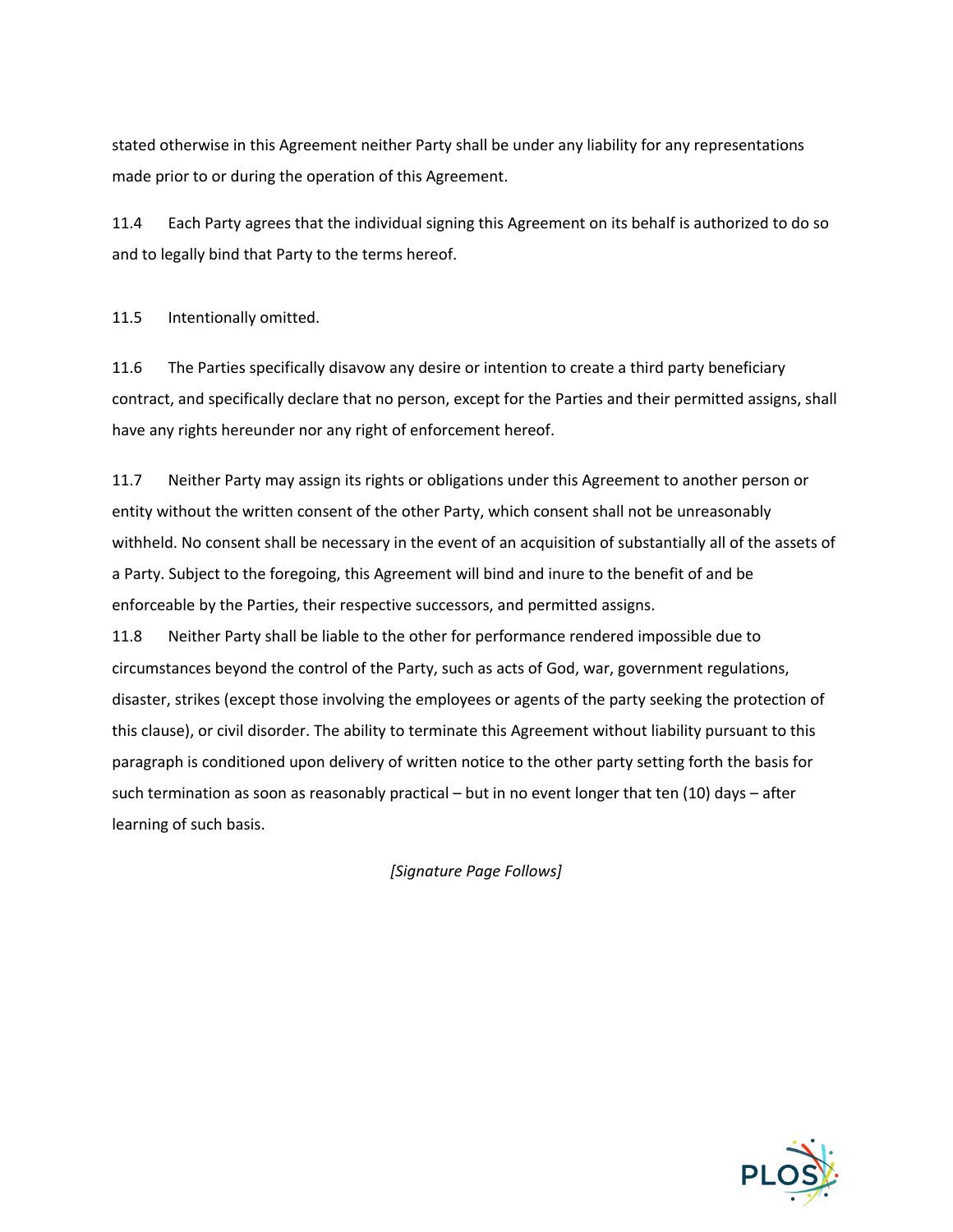stated otherwise in this Agreement neither Party shall be under any liability for any representations made prior to or during the operation of this Agreement.

11.4 Each Party agrees that the individual signing this Agreement on its behalf is authorized to do so and to legally bind that Party to the terms hereof.

11.5 Intentionally omitted.

11.6 The Parties specifically disavow any desire or intention to create a third party beneficiary contract, and specifically declare that no person, except for the Parties and their permitted assigns, shall have any rights hereunder nor any right of enforcement hereof.

11.7 Neither Party may assign its rights or obligations under this Agreement to another person or entity without the written consent of the other Party, which consent shall not be unreasonably withheld. No consent shall be necessary in the event of an acquisition of substantially all of the assets of a Party. Subject to the foregoing, this Agreement will bind and inure to the benefit of and be enforceable by the Parties, their respective successors, and permitted assigns.

11.8 Neither Party shall be liable to the other for performance rendered impossible due to circumstances beyond the control of the Party, such as acts of God, war, government regulations, disaster, strikes (except those involving the employees or agents of the party seeking the protection of this clause), or civil disorder. The ability to terminate this Agreement without liability pursuant to this paragraph is conditioned upon delivery of written notice to the other party setting forth the basis for such termination as soon as reasonably practical – but in no event longer that ten (10) days – after learning of such basis.

*[Signature Page Follows]*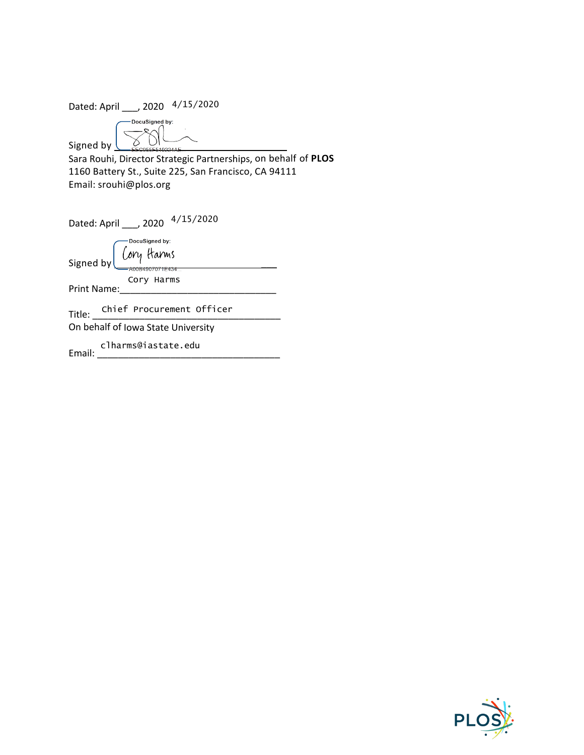Dated: April ___, 2020 4/15/2020

Signed by ________________________________

DocuSigned by:

E5C055F516334AE...

Sara Rouhi, Director Strategic Partnerships, on behalf of **PLOS**
1160 Battery St., Suite 225, San Francisco, CA 94111
Email: srouhi@plos.org

Dated: April ___, 2020 4/15/2020

Signed by Cory Harms ________________________________

DocuSigned by:

A0084907071E434...

Print Name: Cory Harms

Title: Chief Procurement Officer

On behalf of Iowa State University

Email: clharms@iastate.edu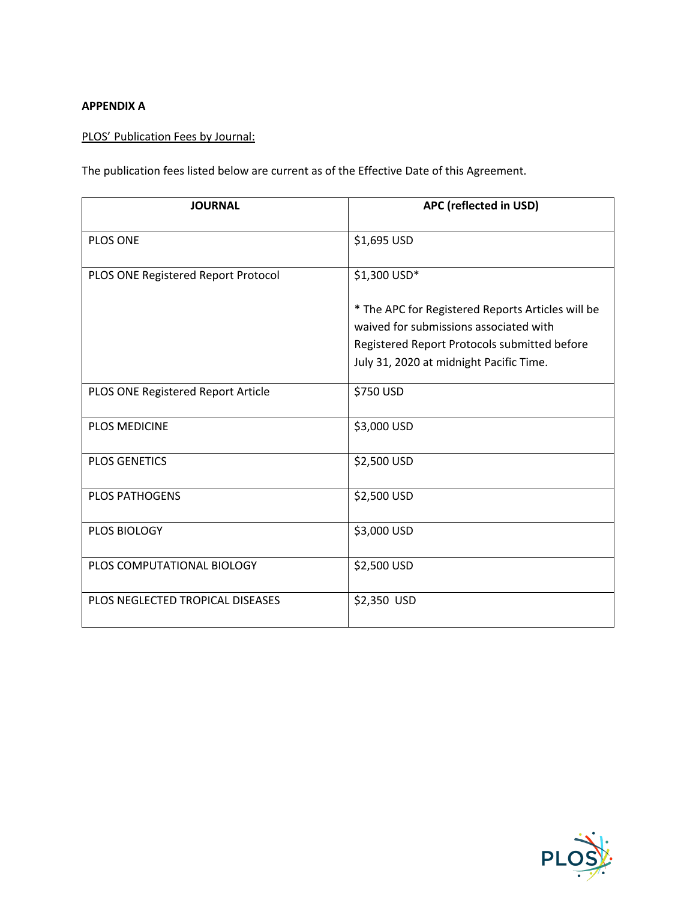**APPENDIX A**

PLOS' Publication Fees by Journal:

The publication fees listed below are current as of the Effective Date of this Agreement.

| JOURNAL | APC (reflected in USD) |
|---|---|
| PLOS ONE | $1,695 USD |
| PLOS ONE Registered Report Protocol | $1,300 USD*<br><br>* The APC for Registered Reports Articles will be waived for submissions associated with Registered Report Protocols submitted before July 31, 2020 at midnight Pacific Time. |
| PLOS ONE Registered Report Article | $750 USD |
| PLOS MEDICINE | $3,000 USD |
| PLOS GENETICS | $2,500 USD |
| PLOS PATHOGENS | $2,500 USD |
| PLOS BIOLOGY | $3,000 USD |
| PLOS COMPUTATIONAL BIOLOGY | $2,500 USD |
| PLOS NEGLECTED TROPICAL DISEASES | $2,350 USD |